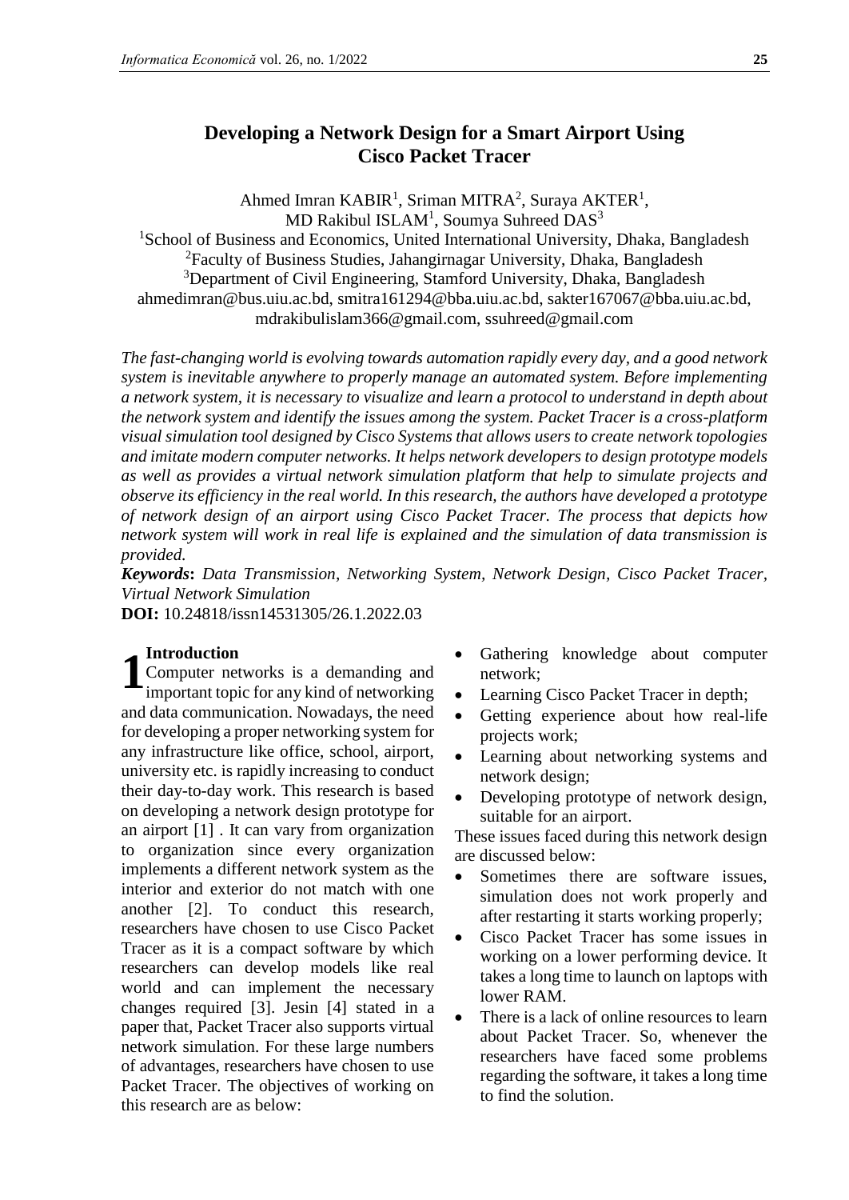# Developing a Network Design for a Smart Airport Using Cisco Packet Tracer

Ahmed Imran KABIR[1], Sriman MITRA[2], Suraya AKTER[1], MD Rakibul ISLAM[1], Soumya Suhreed DAS[3]

[1]School of Business and Economics, United International University, Dhaka, Bangladesh
[2]Faculty of Business Studies, Jahangirnagar University, Dhaka, Bangladesh
[3]Department of Civil Engineering, Stamford University, Dhaka, Bangladesh
ahmedimran@bus.uiu.ac.bd, smitra161294@bba.uiu.ac.bd, sakter167067@bba.uiu.ac.bd, mdrakibulislam366@gmail.com, ssuhreed@gmail.com

*The fast-changing world is evolving towards automation rapidly every day, and a good network system is inevitable anywhere to properly manage an automated system. Before implementing a network system, it is necessary to visualize and learn a protocol to understand in depth about the network system and identify the issues among the system. Packet Tracer is a cross-platform visual simulation tool designed by Cisco Systems that allows users to create network topologies and imitate modern computer networks. It helps network developers to design prototype models as well as provides a virtual network simulation platform that help to simulate projects and observe its efficiency in the real world. In this research, the authors have developed a prototype of network design of an airport using Cisco Packet Tracer. The process that depicts how network system will work in real life is explained and the simulation of data transmission is provided.*

***Keywords*:** *Data Transmission, Networking System, Network Design, Cisco Packet Tracer, Virtual Network Simulation*

**DOI:** 10.24818/issn14531305/26.1.2022.03

## 1 Introduction

Computer networks is a demanding and important topic for any kind of networking and data communication. Nowadays, the need for developing a proper networking system for any infrastructure like office, school, airport, university etc. is rapidly increasing to conduct their day-to-day work. This research is based on developing a network design prototype for an airport [1] . It can vary from organization to organization since every organization implements a different network system as the interior and exterior do not match with one another [2]. To conduct this research, researchers have chosen to use Cisco Packet Tracer as it is a compact software by which researchers can develop models like real world and can implement the necessary changes required [3]. Jesin [4] stated in a paper that, Packet Tracer also supports virtual network simulation. For these large numbers of advantages, researchers have chosen to use Packet Tracer. The objectives of working on this research are as below:

- Gathering knowledge about computer network;
- Learning Cisco Packet Tracer in depth;
- Getting experience about how real-life projects work;
- Learning about networking systems and network design;
- Developing prototype of network design, suitable for an airport.

These issues faced during this network design are discussed below:

- Sometimes there are software issues, simulation does not work properly and after restarting it starts working properly;
- Cisco Packet Tracer has some issues in working on a lower performing device. It takes a long time to launch on laptops with lower RAM.
- There is a lack of online resources to learn about Packet Tracer. So, whenever the researchers have faced some problems regarding the software, it takes a long time to find the solution.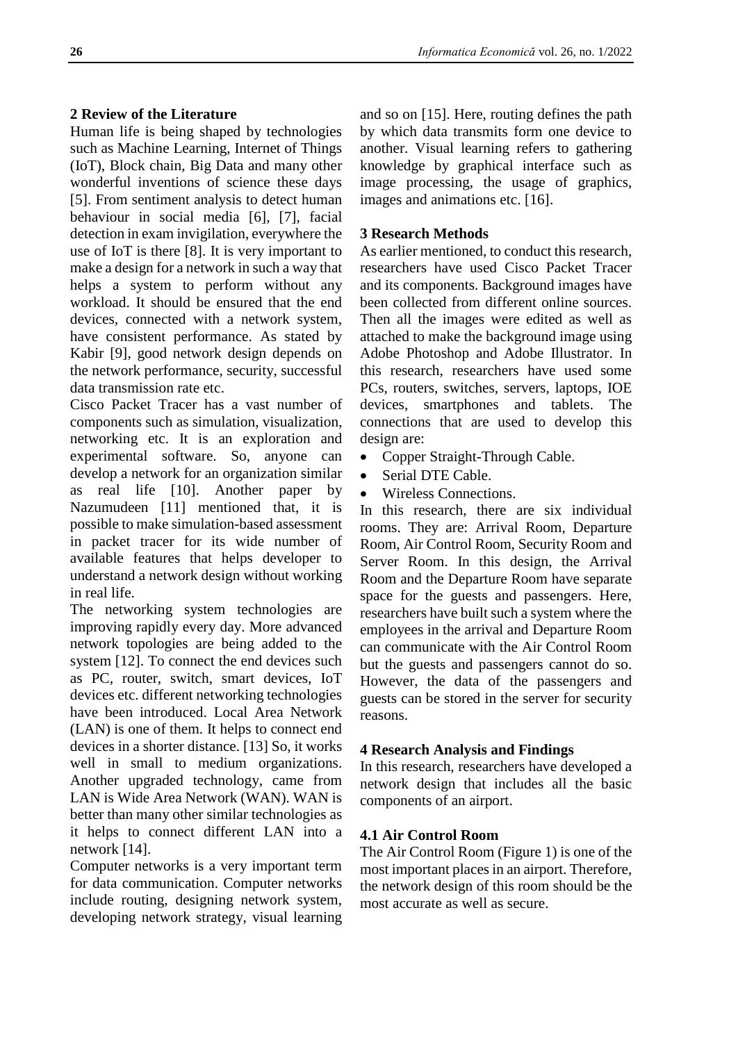## 2 Review of the Literature

Human life is being shaped by technologies such as Machine Learning, Internet of Things (IoT), Block chain, Big Data and many other wonderful inventions of science these days [5]. From sentiment analysis to detect human behaviour in social media [6], [7], facial detection in exam invigilation, everywhere the use of IoT is there [8]. It is very important to make a design for a network in such a way that helps a system to perform without any workload. It should be ensured that the end devices, connected with a network system, have consistent performance. As stated by Kabir [9], good network design depends on the network performance, security, successful data transmission rate etc.

Cisco Packet Tracer has a vast number of components such as simulation, visualization, networking etc. It is an exploration and experimental software. So, anyone can develop a network for an organization similar as real life [10]. Another paper by Nazumudeen [11] mentioned that, it is possible to make simulation-based assessment in packet tracer for its wide number of available features that helps developer to understand a network design without working in real life.

The networking system technologies are improving rapidly every day. More advanced network topologies are being added to the system [12]. To connect the end devices such as PC, router, switch, smart devices, IoT devices etc. different networking technologies have been introduced. Local Area Network (LAN) is one of them. It helps to connect end devices in a shorter distance. [13] So, it works well in small to medium organizations. Another upgraded technology, came from LAN is Wide Area Network (WAN). WAN is better than many other similar technologies as it helps to connect different LAN into a network [14].

Computer networks is a very important term for data communication. Computer networks include routing, designing network system, developing network strategy, visual learning and so on [15]. Here, routing defines the path by which data transmits form one device to another. Visual learning refers to gathering knowledge by graphical interface such as image processing, the usage of graphics, images and animations etc. [16].

## 3 Research Methods

As earlier mentioned, to conduct this research, researchers have used Cisco Packet Tracer and its components. Background images have been collected from different online sources. Then all the images were edited as well as attached to make the background image using Adobe Photoshop and Adobe Illustrator. In this research, researchers have used some PCs, routers, switches, servers, laptops, IOE devices, smartphones and tablets. The connections that are used to develop this design are:

- Copper Straight-Through Cable.
- Serial DTE Cable.
- Wireless Connections.

In this research, there are six individual rooms. They are: Arrival Room, Departure Room, Air Control Room, Security Room and Server Room. In this design, the Arrival Room and the Departure Room have separate space for the guests and passengers. Here, researchers have built such a system where the employees in the arrival and Departure Room can communicate with the Air Control Room but the guests and passengers cannot do so. However, the data of the passengers and guests can be stored in the server for security reasons.

## 4 Research Analysis and Findings

In this research, researchers have developed a network design that includes all the basic components of an airport.

### 4.1 Air Control Room

The Air Control Room (Figure 1) is one of the most important places in an airport. Therefore, the network design of this room should be the most accurate as well as secure.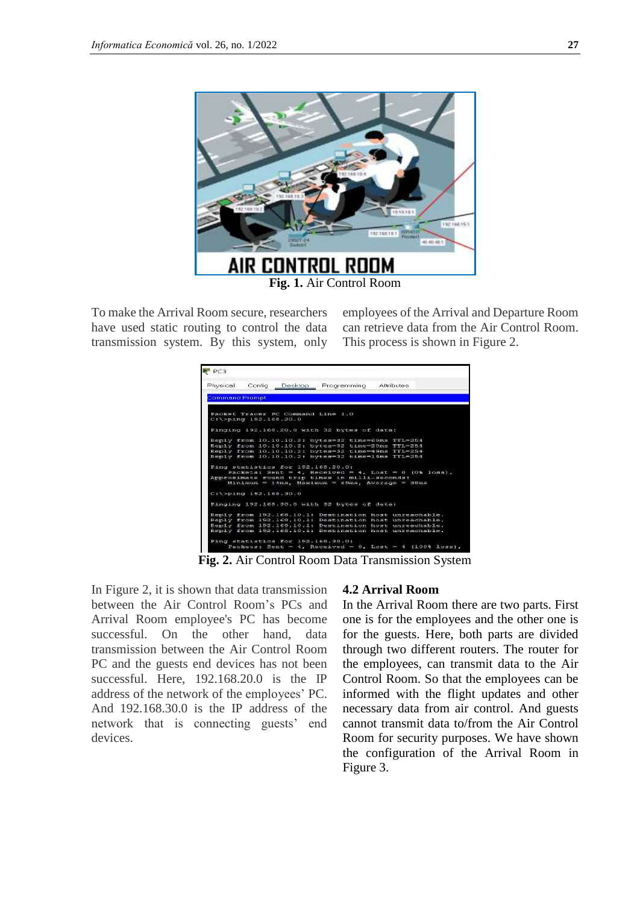Fig. 1. Air Control Room

To make the Arrival Room secure, researchers have used static routing to control the data transmission system. By this system, only employees of the Arrival and Departure Room can retrieve data from the Air Control Room. This process is shown in Figure 2.

**Fig. 2.** Air Control Room Data Transmission System

In Figure 2, it is shown that data transmission between the Air Control Room's PCs and Arrival Room employee's PC has become successful. On the other hand, data transmission between the Air Control Room PC and the guests end devices has not been successful. Here, 192.168.20.0 is the IP address of the network of the employees' PC. And 192.168.30.0 is the IP address of the network that is connecting guests' end devices.

### 4.2 Arrival Room

In the Arrival Room there are two parts. First one is for the employees and the other one is for the guests. Here, both parts are divided through two different routers. The router for the employees, can transmit data to the Air Control Room. So that the employees can be informed with the flight updates and other necessary data from air control. And guests cannot transmit data to/from the Air Control Room for security purposes. We have shown the configuration of the Arrival Room in Figure 3.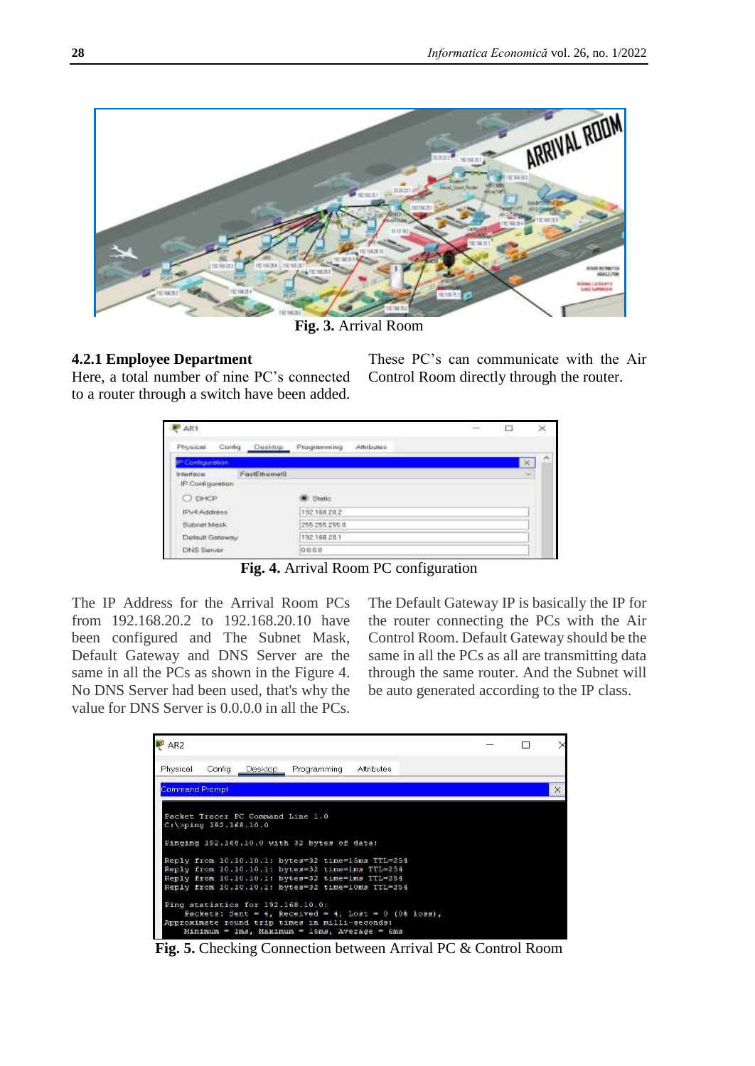Fig. 3. Arrival Room

#### 4.2.1 Employee Department

Here, a total number of nine PC's connected to a router through a switch have been added. These PC's can communicate with the Air Control Room directly through the router.

Fig. 4. Arrival Room PC configuration

The IP Address for the Arrival Room PCs from 192.168.20.2 to 192.168.20.10 have been configured and The Subnet Mask, Default Gateway and DNS Server are the same in all the PCs as shown in the Figure 4. No DNS Server had been used, that's why the value for DNS Server is 0.0.0.0 in all the PCs. The Default Gateway IP is basically the IP for the router connecting the PCs with the Air Control Room. Default Gateway should be the same in all the PCs as all are transmitting data through the same router. And the Subnet will be auto generated according to the IP class.

Fig. 5. Checking Connection between Arrival PC & Control Room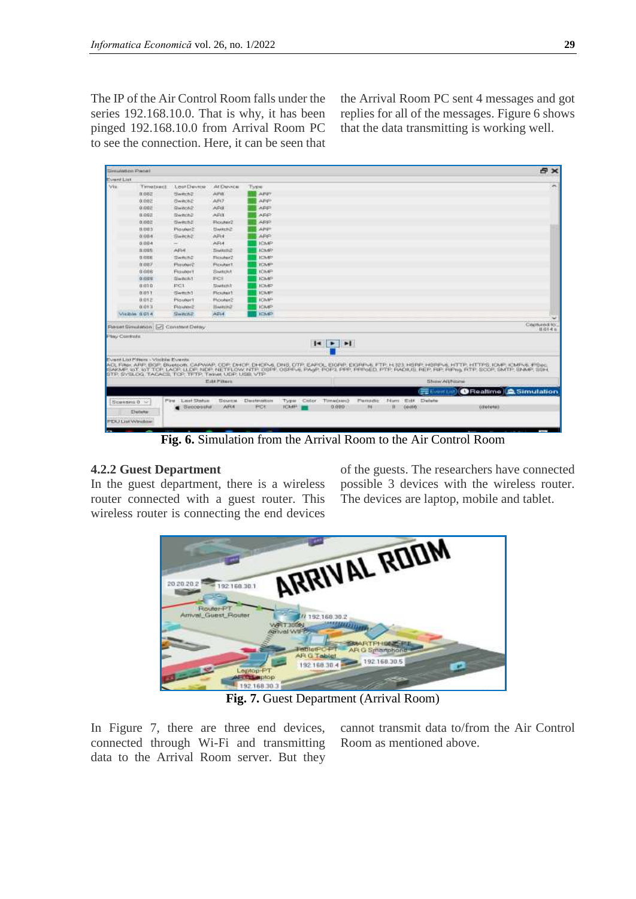The IP of the Air Control Room falls under the series 192.168.10.0. That is why, it has been pinged 192.168.10.0 from Arrival Room PC to see the connection. Here, it can be seen that the Arrival Room PC sent 4 messages and got replies for all of the messages. Figure 6 shows that the data transmitting is working well.

**Fig. 6.** Simulation from the Arrival Room to the Air Control Room

### 4.2.2 Guest Department

In the guest department, there is a wireless router connected with a guest router. This wireless router is connecting the end devices of the guests. The researchers have connected possible 3 devices with the wireless router. The devices are laptop, mobile and tablet.

**Fig. 7.** Guest Department (Arrival Room)

In Figure 7, there are three end devices, connected through Wi-Fi and transmitting data to the Arrival Room server. But they cannot transmit data to/from the Air Control Room as mentioned above.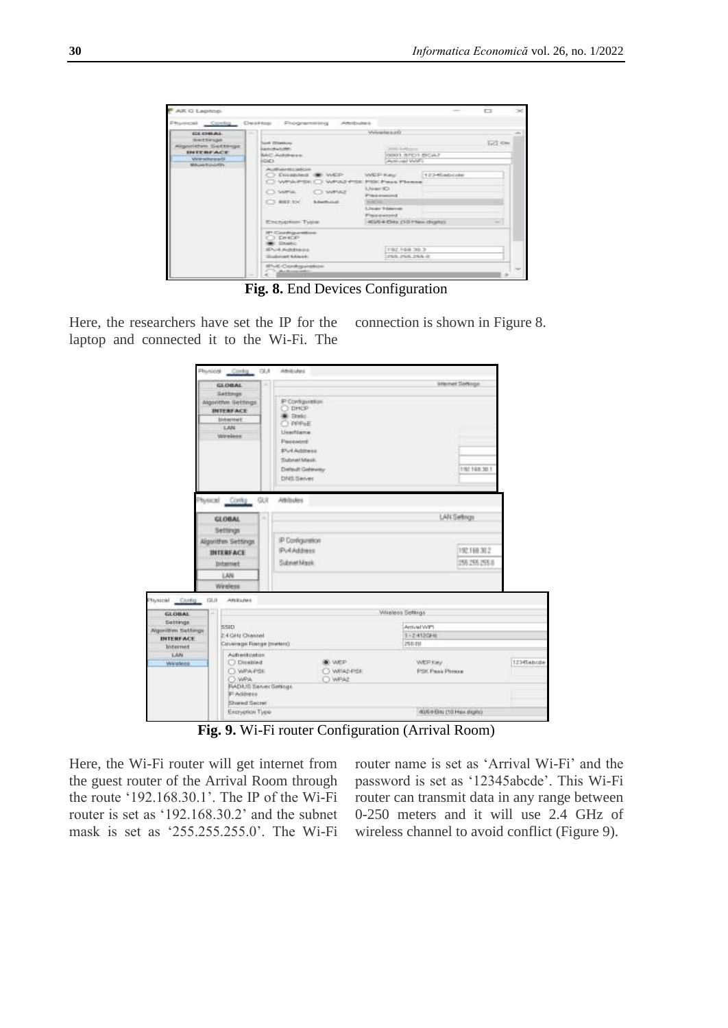**Fig. 8.** End Devices Configuration

Here, the researchers have set the IP for the laptop and connected it to the Wi-Fi. The connection is shown in Figure 8.

**Fig. 9.** Wi-Fi router Configuration (Arrival Room)

Here, the Wi-Fi router will get internet from the guest router of the Arrival Room through the route '192.168.30.1'. The IP of the Wi-Fi router is set as '192.168.30.2' and the subnet mask is set as '255.255.255.0'. The Wi-Fi router name is set as 'Arrival Wi-Fi' and the password is set as '12345abcde'. This Wi-Fi router can transmit data in any range between 0-250 meters and it will use 2.4 GHz of wireless channel to avoid conflict (Figure 9).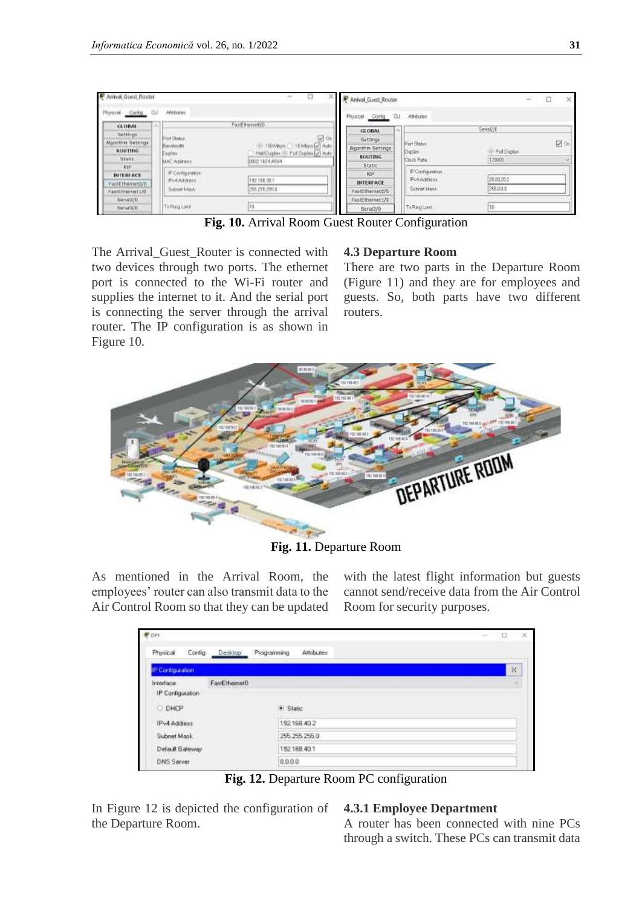**Fig. 10.** Arrival Room Guest Router Configuration

The Arrival_Guest_Router is connected with two devices through two ports. The ethernet port is connected to the Wi-Fi router and supplies the internet to it. And the serial port is connecting the server through the arrival router. The IP configuration is as shown in Figure 10.

### 4.3 Departure Room

There are two parts in the Departure Room (Figure 11) and they are for employees and guests. So, both parts have two different routers.

**Fig. 11.** Departure Room

As mentioned in the Arrival Room, the employees' router can also transmit data to the Air Control Room so that they can be updated with the latest flight information but guests cannot send/receive data from the Air Control Room for security purposes.

**Fig. 12.** Departure Room PC configuration

In Figure 12 is depicted the configuration of the Departure Room.

#### 4.3.1 Employee Department

A router has been connected with nine PCs through a switch. These PCs can transmit data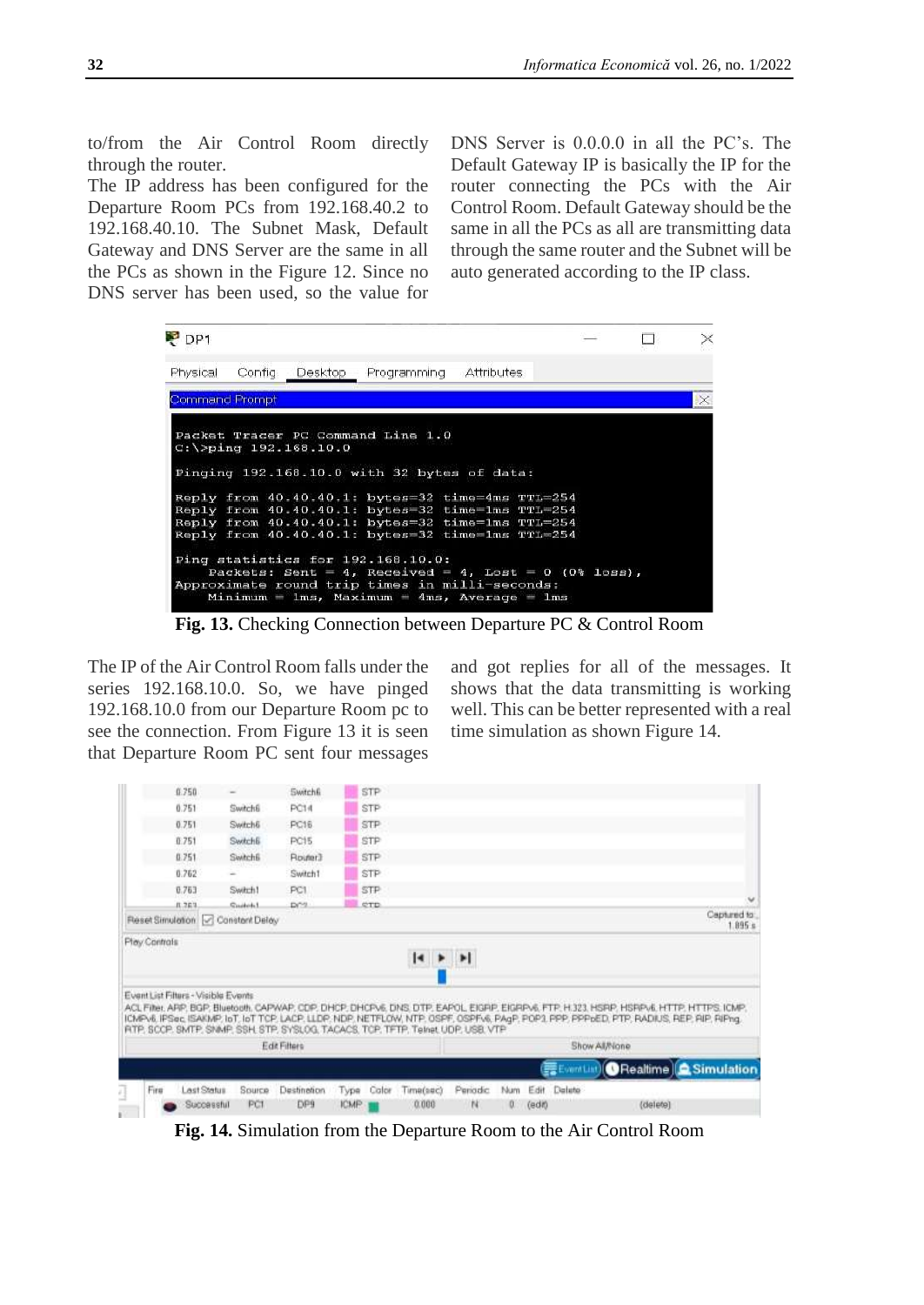to/from the Air Control Room directly through the router.

The IP address has been configured for the Departure Room PCs from 192.168.40.2 to 192.168.40.10. The Subnet Mask, Default Gateway and DNS Server are the same in all the PCs as shown in the Figure 12. Since no DNS server has been used, so the value for DNS Server is 0.0.0.0 in all the PC's. The Default Gateway IP is basically the IP for the router connecting the PCs with the Air Control Room. Default Gateway should be the same in all the PCs as all are transmitting data through the same router and the Subnet will be auto generated according to the IP class.

```
Packet Tracer PC Command Line 1.0
C:\>ping 192.168.10.0

Pinging 192.168.10.0 with 32 bytes of data:

Reply from 40.40.40.1: bytes=32 time=4ms TTL=254
Reply from 40.40.40.1: bytes=32 time=1ms TTL=254
Reply from 40.40.40.1: bytes=32 time=1ms TTL=254
Reply from 40.40.40.1: bytes=32 time=1ms TTL=254

Ping statistics for 192.168.10.0:
    Packets: Sent = 4, Received = 4, Lost = 0 (0% loss),
Approximate round trip times in milli-seconds:
    Minimum = 1ms, Maximum = 4ms, Average = 1ms
```

**Fig. 13.** Checking Connection between Departure PC & Control Room

The IP of the Air Control Room falls under the series 192.168.10.0. So, we have pinged 192.168.10.0 from our Departure Room pc to see the connection. From Figure 13 it is seen that Departure Room PC sent four messages and got replies for all of the messages. It shows that the data transmitting is working well. This can be better represented with a real time simulation as shown Figure 14.

**Fig. 14.** Simulation from the Departure Room to the Air Control Room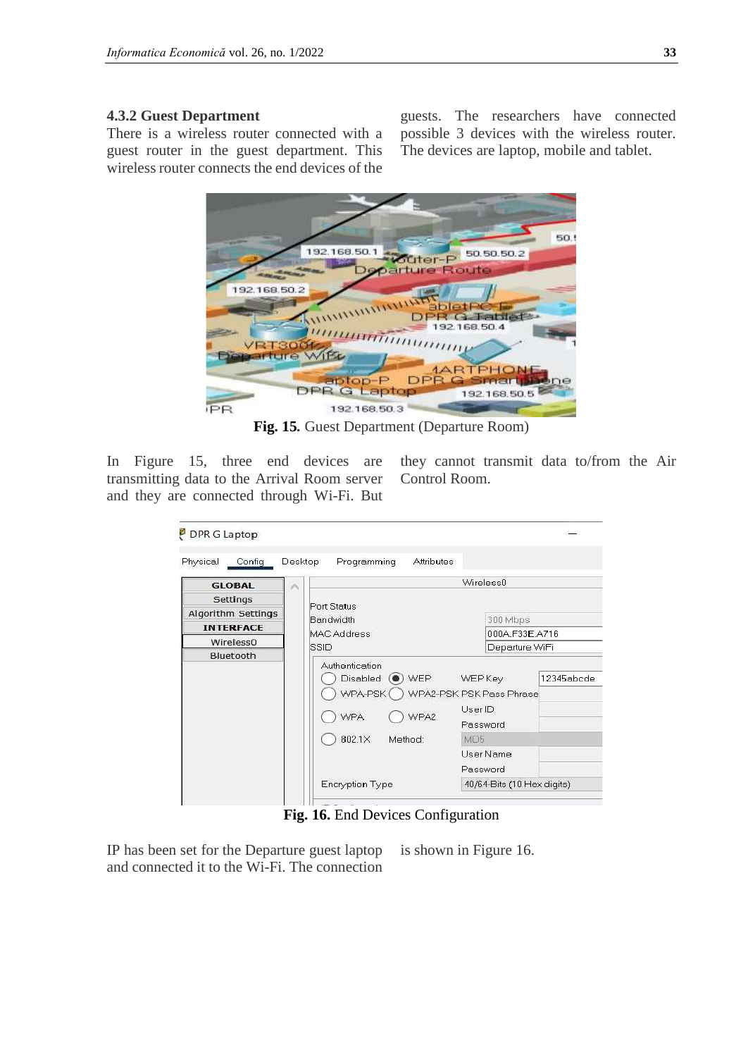### 4.3.2 Guest Department

There is a wireless router connected with a guest router in the guest department. This wireless router connects the end devices of the guests. The researchers have connected possible 3 devices with the wireless router. The devices are laptop, mobile and tablet.

**Fig. 15.** Guest Department (Departure Room)

In Figure 15, three end devices are transmitting data to the Arrival Room server and they are connected through Wi-Fi. But they cannot transmit data to/from the Air Control Room.

**Fig. 16.** End Devices Configuration

IP has been set for the Departure guest laptop and connected it to the Wi-Fi. The connection is shown in Figure 16.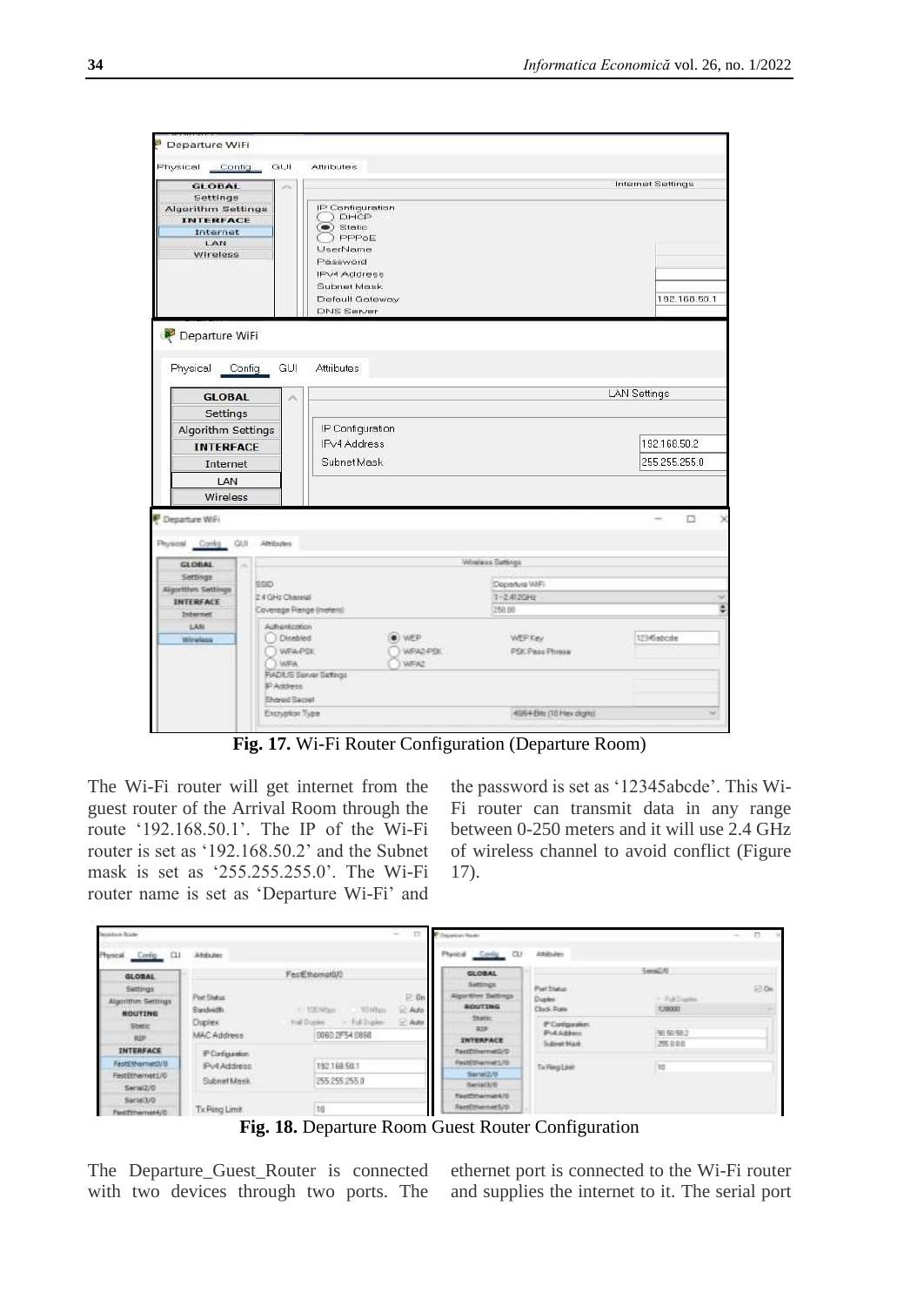**Fig. 17.** Wi-Fi Router Configuration (Departure Room)

The Wi-Fi router will get internet from the guest router of the Arrival Room through the route '192.168.50.1'. The IP of the Wi-Fi router is set as '192.168.50.2' and the Subnet mask is set as '255.255.255.0'. The Wi-Fi router name is set as 'Departure Wi-Fi' and the password is set as '12345abcde'. This Wi-Fi router can transmit data in any range between 0-250 meters and it will use 2.4 GHz of wireless channel to avoid conflict (Figure 17).

**Fig. 18.** Departure Room Guest Router Configuration

The Departure_Guest_Router is connected with two devices through two ports. The ethernet port is connected to the Wi-Fi router and supplies the internet to it. The serial port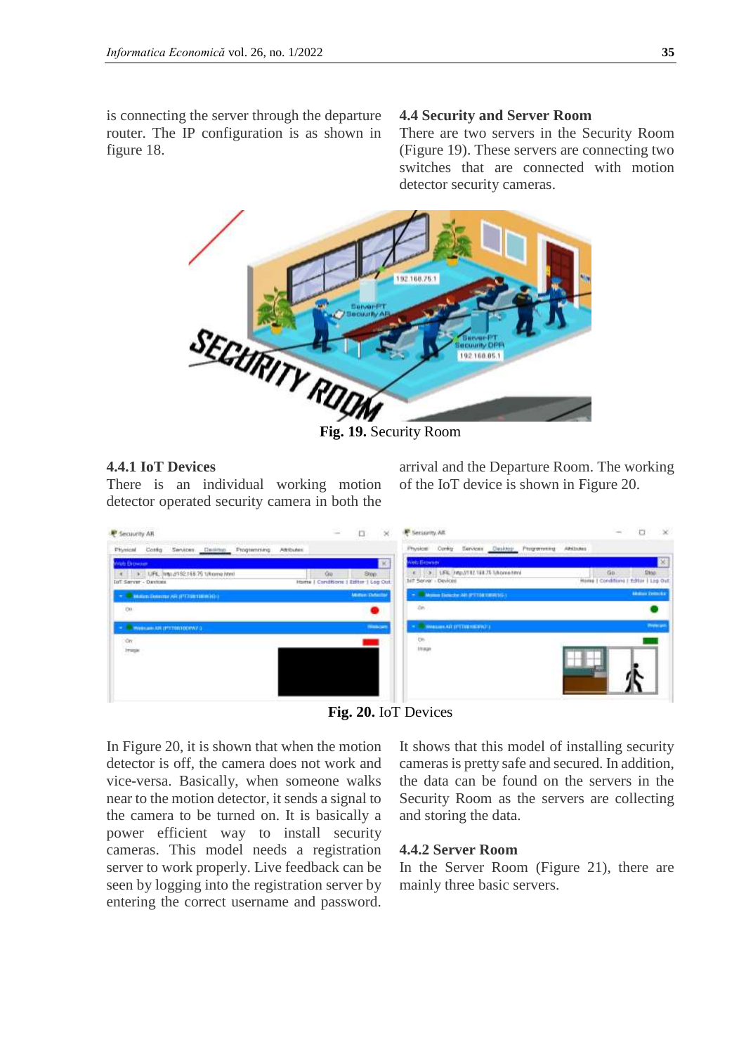is connecting the server through the departure router. The IP configuration is as shown in figure 18.

### 4.4 Security and Server Room

There are two servers in the Security Room (Figure 19). These servers are connecting two switches that are connected with motion detector security cameras.

**Fig. 19.** Security Room

#### 4.4.1 IoT Devices

There is an individual working motion detector operated security camera in both the arrival and the Departure Room. The working of the IoT device is shown in Figure 20.

**Fig. 20.** IoT Devices

In Figure 20, it is shown that when the motion detector is off, the camera does not work and vice-versa. Basically, when someone walks near to the motion detector, it sends a signal to the camera to be turned on. It is basically a power efficient way to install security cameras. This model needs a registration server to work properly. Live feedback can be seen by logging into the registration server by entering the correct username and password. It shows that this model of installing security cameras is pretty safe and secured. In addition, the data can be found on the servers in the Security Room as the servers are collecting and storing the data.

#### 4.4.2 Server Room

In the Server Room (Figure 21), there are mainly three basic servers.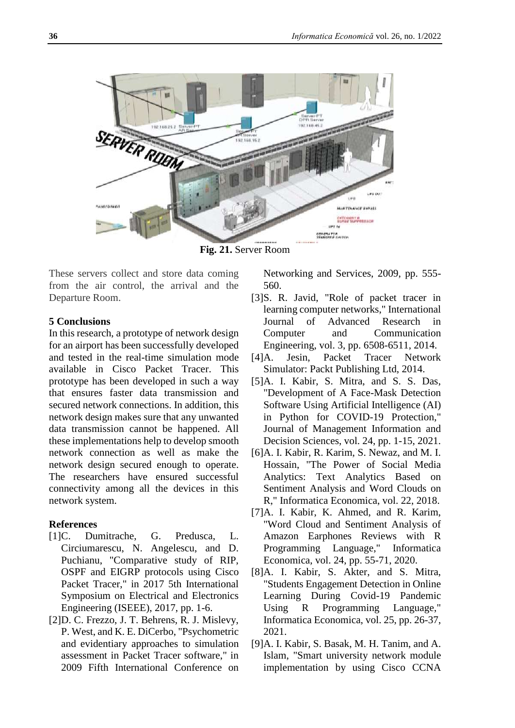Fig. 21. Server Room

These servers collect and store data coming from the air control, the arrival and the Departure Room.

**5 Conclusions**

In this research, a prototype of network design for an airport has been successfully developed and tested in the real-time simulation mode available in Cisco Packet Tracer. This prototype has been developed in such a way that ensures faster data transmission and secured network connections. In addition, this network design makes sure that any unwanted data transmission cannot be happened. All these implementations help to develop smooth network connection as well as make the network design secured enough to operate. The researchers have ensured successful connectivity among all the devices in this network system.

**References**

[1]C. Dumitrache, G. Predusca, L. Circiumarescu, N. Angelescu, and D. Puchianu, "Comparative study of RIP, OSPF and EIGRP protocols using Cisco Packet Tracer," in 2017 5th International Symposium on Electrical and Electronics Engineering (ISEEE), 2017, pp. 1-6.

[2]D. C. Frezzo, J. T. Behrens, R. J. Mislevy, P. West, and K. E. DiCerbo, "Psychometric and evidentiary approaches to simulation assessment in Packet Tracer software," in 2009 Fifth International Conference on Networking and Services, 2009, pp. 555-560.

[3]S. R. Javid, "Role of packet tracer in learning computer networks," International Journal of Advanced Research in Computer and Communication Engineering, vol. 3, pp. 6508-6511, 2014.

[4]A. Jesin, Packet Tracer Network Simulator: Packt Publishing Ltd, 2014.

[5]A. I. Kabir, S. Mitra, and S. S. Das, "Development of A Face-Mask Detection Software Using Artificial Intelligence (AI) in Python for COVID-19 Protection," Journal of Management Information and Decision Sciences, vol. 24, pp. 1-15, 2021.

[6]A. I. Kabir, R. Karim, S. Newaz, and M. I. Hossain, "The Power of Social Media Analytics: Text Analytics Based on Sentiment Analysis and Word Clouds on R," Informatica Economica, vol. 22, 2018.

[7]A. I. Kabir, K. Ahmed, and R. Karim, "Word Cloud and Sentiment Analysis of Amazon Earphones Reviews with R Programming Language," Informatica Economica, vol. 24, pp. 55-71, 2020.

[8]A. I. Kabir, S. Akter, and S. Mitra, "Students Engagement Detection in Online Learning During Covid-19 Pandemic Using R Programming Language," Informatica Economica, vol. 25, pp. 26-37, 2021.

[9]A. I. Kabir, S. Basak, M. H. Tanim, and A. Islam, "Smart university network module implementation by using Cisco CCNA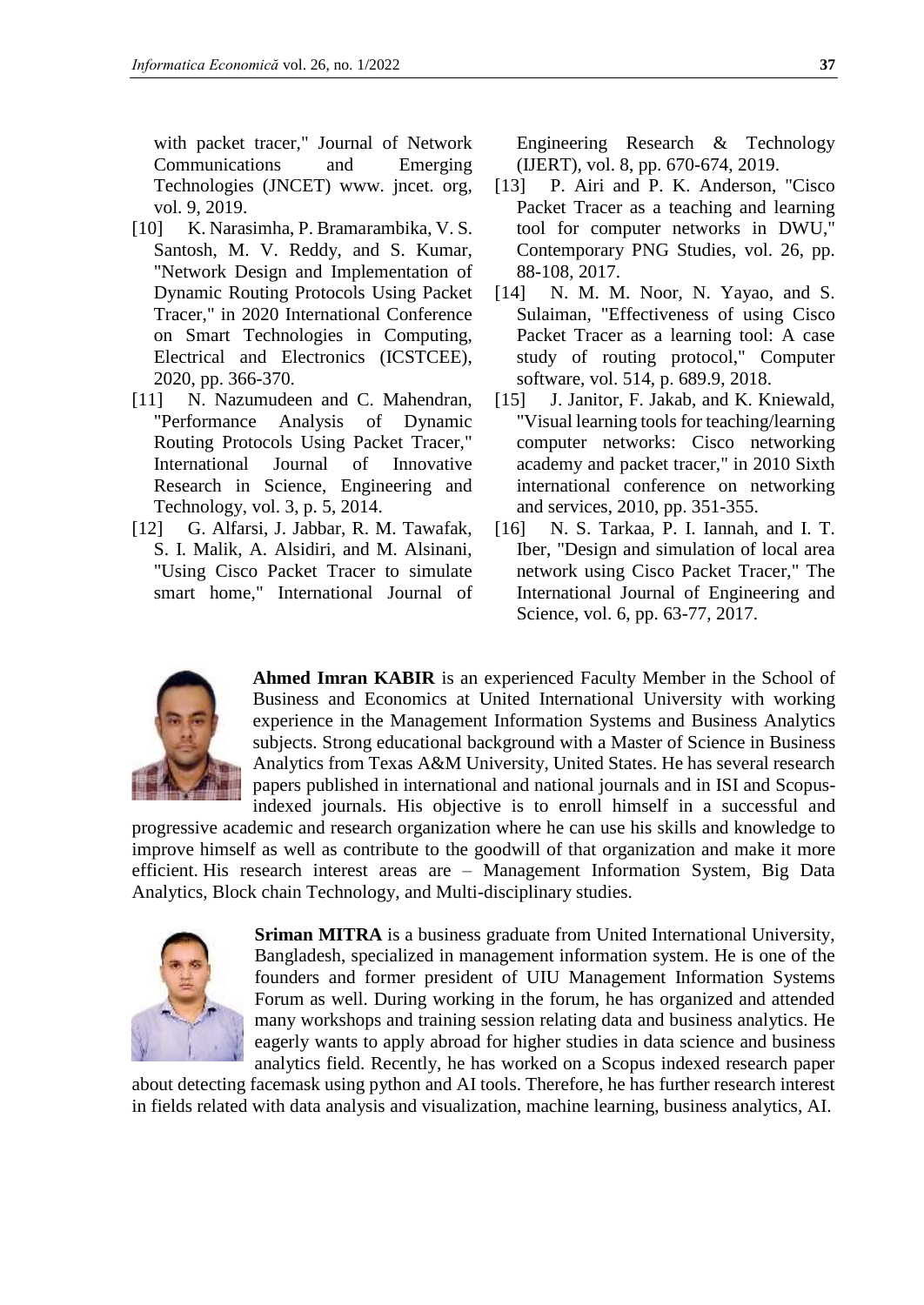with packet tracer," Journal of Network Communications and Emerging Technologies (JNCET) www. jncet. org, vol. 9, 2019.

[10] K. Narasimha, P. Bramarambika, V. S. Santosh, M. V. Reddy, and S. Kumar, "Network Design and Implementation of Dynamic Routing Protocols Using Packet Tracer," in 2020 International Conference on Smart Technologies in Computing, Electrical and Electronics (ICSTCEE), 2020, pp. 366-370.

[11] N. Nazumudeen and C. Mahendran, "Performance Analysis of Dynamic Routing Protocols Using Packet Tracer," International Journal of Innovative Research in Science, Engineering and Technology, vol. 3, p. 5, 2014.

[12] G. Alfarsi, J. Jabbar, R. M. Tawafak, S. I. Malik, A. Alsidiri, and M. Alsinani, "Using Cisco Packet Tracer to simulate smart home," International Journal of Engineering Research & Technology (IJERT), vol. 8, pp. 670-674, 2019.

[13] P. Airi and P. K. Anderson, "Cisco Packet Tracer as a teaching and learning tool for computer networks in DWU," Contemporary PNG Studies, vol. 26, pp. 88-108, 2017.

[14] N. M. M. Noor, N. Yayao, and S. Sulaiman, "Effectiveness of using Cisco Packet Tracer as a learning tool: A case study of routing protocol," Computer software, vol. 514, p. 689.9, 2018.

[15] J. Janitor, F. Jakab, and K. Kniewald, "Visual learning tools for teaching/learning computer networks: Cisco networking academy and packet tracer," in 2010 Sixth international conference on networking and services, 2010, pp. 351-355.

[16] N. S. Tarkaa, P. I. Iannah, and I. T. Iber, "Design and simulation of local area network using Cisco Packet Tracer," The International Journal of Engineering and Science, vol. 6, pp. 63-77, 2017.

**Ahmed Imran KABIR** is an experienced Faculty Member in the School of Business and Economics at United International University with working experience in the Management Information Systems and Business Analytics subjects. Strong educational background with a Master of Science in Business Analytics from Texas A&M University, United States. He has several research papers published in international and national journals and in ISI and Scopus-indexed journals. His objective is to enroll himself in a successful and progressive academic and research organization where he can use his skills and knowledge to improve himself as well as contribute to the goodwill of that organization and make it more efficient. His research interest areas are – Management Information System, Big Data Analytics, Block chain Technology, and Multi-disciplinary studies.

**Sriman MITRA** is a business graduate from United International University, Bangladesh, specialized in management information system. He is one of the founders and former president of UIU Management Information Systems Forum as well. During working in the forum, he has organized and attended many workshops and training session relating data and business analytics. He eagerly wants to apply abroad for higher studies in data science and business analytics field. Recently, he has worked on a Scopus indexed research paper about detecting facemask using python and AI tools. Therefore, he has further research interest in fields related with data analysis and visualization, machine learning, business analytics, AI.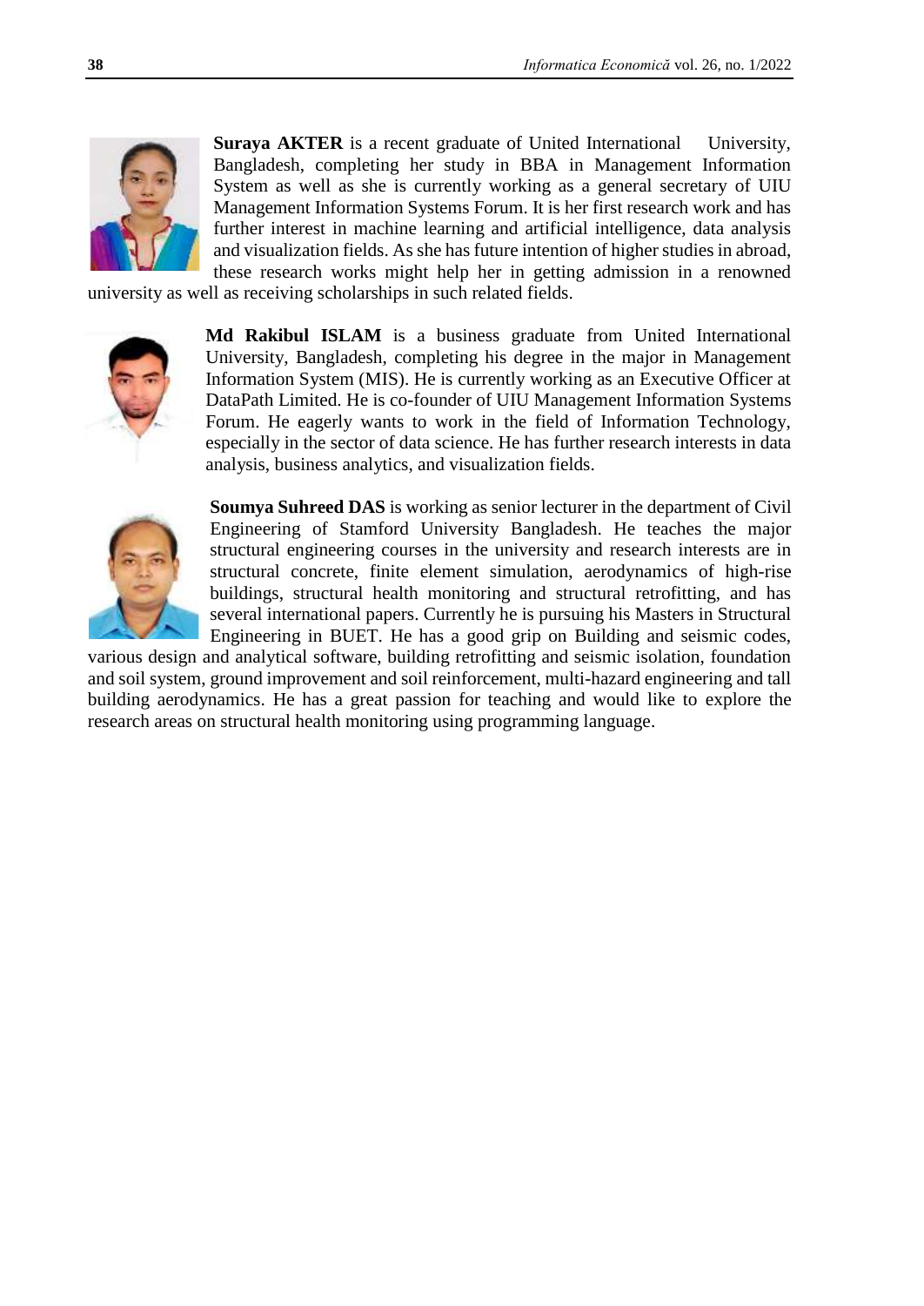**Suraya AKTER** is a recent graduate of United International University, Bangladesh, completing her study in BBA in Management Information System as well as she is currently working as a general secretary of UIU Management Information Systems Forum. It is her first research work and has further interest in machine learning and artificial intelligence, data analysis and visualization fields. As she has future intention of higher studies in abroad, these research works might help her in getting admission in a renowned university as well as receiving scholarships in such related fields.

**Md Rakibul ISLAM** is a business graduate from United International University, Bangladesh, completing his degree in the major in Management Information System (MIS). He is currently working as an Executive Officer at DataPath Limited. He is co-founder of UIU Management Information Systems Forum. He eagerly wants to work in the field of Information Technology, especially in the sector of data science. He has further research interests in data analysis, business analytics, and visualization fields.

**Soumya Suhreed DAS** is working as senior lecturer in the department of Civil Engineering of Stamford University Bangladesh. He teaches the major structural engineering courses in the university and research interests are in structural concrete, finite element simulation, aerodynamics of high-rise buildings, structural health monitoring and structural retrofitting, and has several international papers. Currently he is pursuing his Masters in Structural Engineering in BUET. He has a good grip on Building and seismic codes, various design and analytical software, building retrofitting and seismic isolation, foundation and soil system, ground improvement and soil reinforcement, multi-hazard engineering and tall building aerodynamics. He has a great passion for teaching and would like to explore the research areas on structural health monitoring using programming language.